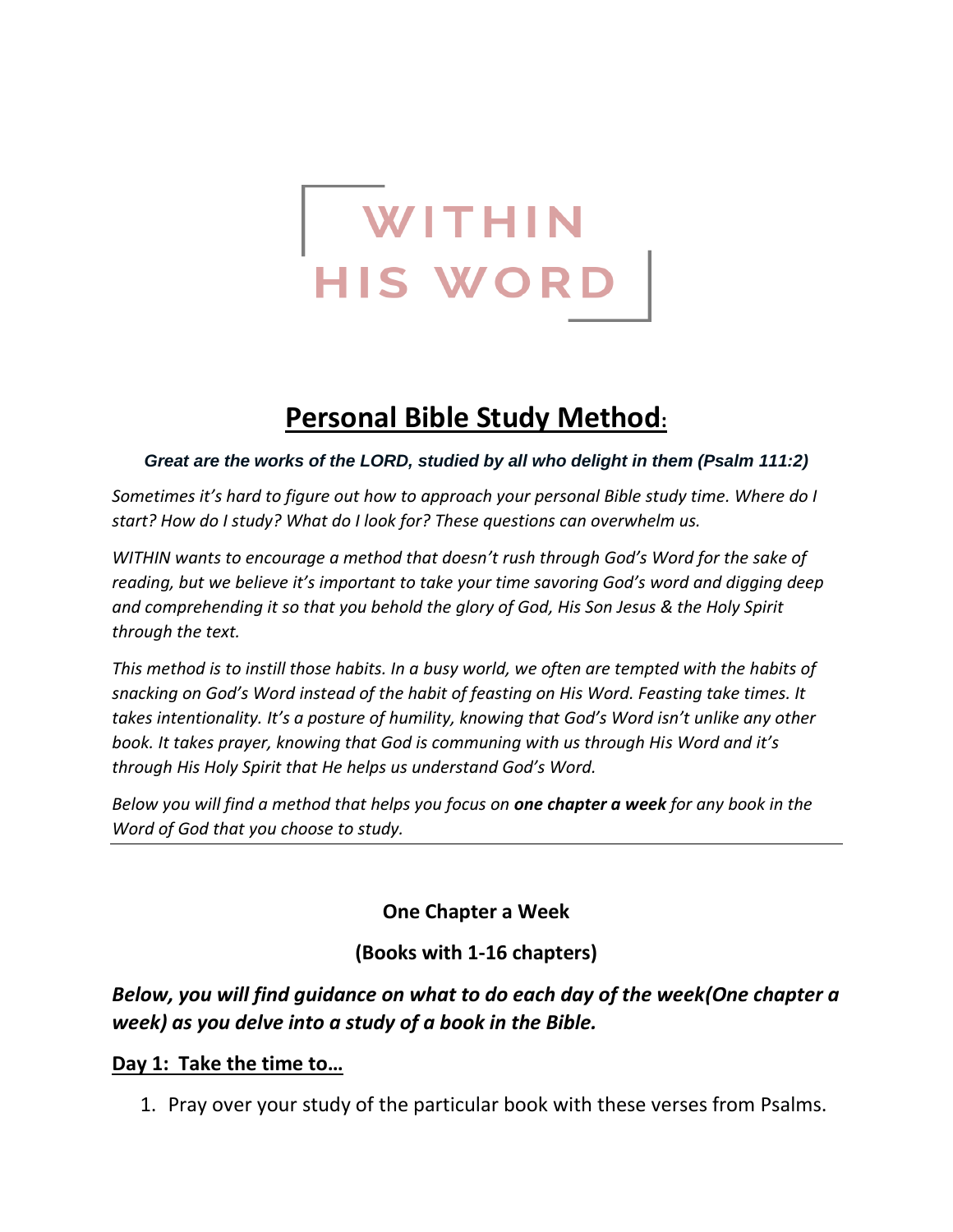# WITHIN HIS WORD

## Personal Bible Study Method:

***Great are the works of the LORD, studied by all who delight in them (Psalm 111:2)***

*Sometimes it's hard to figure out how to approach your personal Bible study time. Where do I start? How do I study? What do I look for? These questions can overwhelm us.*

*WITHIN wants to encourage a method that doesn't rush through God's Word for the sake of reading, but we believe it's important to take your time savoring God's word and digging deep and comprehending it so that you behold the glory of God, His Son Jesus & the Holy Spirit through the text.*

*This method is to instill those habits. In a busy world, we often are tempted with the habits of snacking on God's Word instead of the habit of feasting on His Word. Feasting take times. It takes intentionality. It's a posture of humility, knowing that God's Word isn't unlike any other book. It takes prayer, knowing that God is communing with us through His Word and it's through His Holy Spirit that He helps us understand God's Word.*

*Below you will find a method that helps you focus on* ***one chapter a week*** *for any book in the Word of God that you choose to study.*

---

**One Chapter a Week**

**(Books with 1-16 chapters)**

***Below, you will find guidance on what to do each day of the week(One chapter a week) as you delve into a study of a book in the Bible.***

**Day 1: Take the time to…**

1. Pray over your study of the particular book with these verses from Psalms.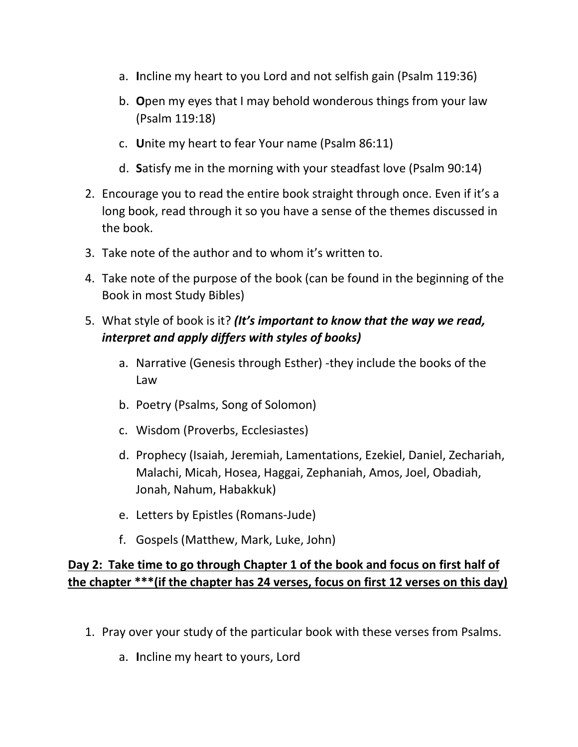a. **I**ncline my heart to you Lord and not selfish gain (Psalm 119:36)

   b. **O**pen my eyes that I may behold wonderous things from your law (Psalm 119:18)

   c. **U**nite my heart to fear Your name (Psalm 86:11)

   d. **S**atisfy me in the morning with your steadfast love (Psalm 90:14)

2. Encourage you to read the entire book straight through once. Even if it's a long book, read through it so you have a sense of the themes discussed in the book.

3. Take note of the author and to whom it's written to.

4. Take note of the purpose of the book (can be found in the beginning of the Book in most Study Bibles)

5. What style of book is it? ***(It's important to know that the way we read, interpret and apply differs with styles of books)***

   a. Narrative (Genesis through Esther) -they include the books of the Law

   b. Poetry (Psalms, Song of Solomon)

   c. Wisdom (Proverbs, Ecclesiastes)

   d. Prophecy (Isaiah, Jeremiah, Lamentations, Ezekiel, Daniel, Zechariah, Malachi, Micah, Hosea, Haggai, Zephaniah, Amos, Joel, Obadiah, Jonah, Nahum, Habakkuk)

   e. Letters by Epistles (Romans-Jude)

   f. Gospels (Matthew, Mark, Luke, John)

<u>**Day 2: Take time to go through Chapter 1 of the book and focus on first half of the chapter ***(if the chapter has 24 verses, focus on first 12 verses on this day)**</u>

1. Pray over your study of the particular book with these verses from Psalms.

   a. **I**ncline my heart to yours, Lord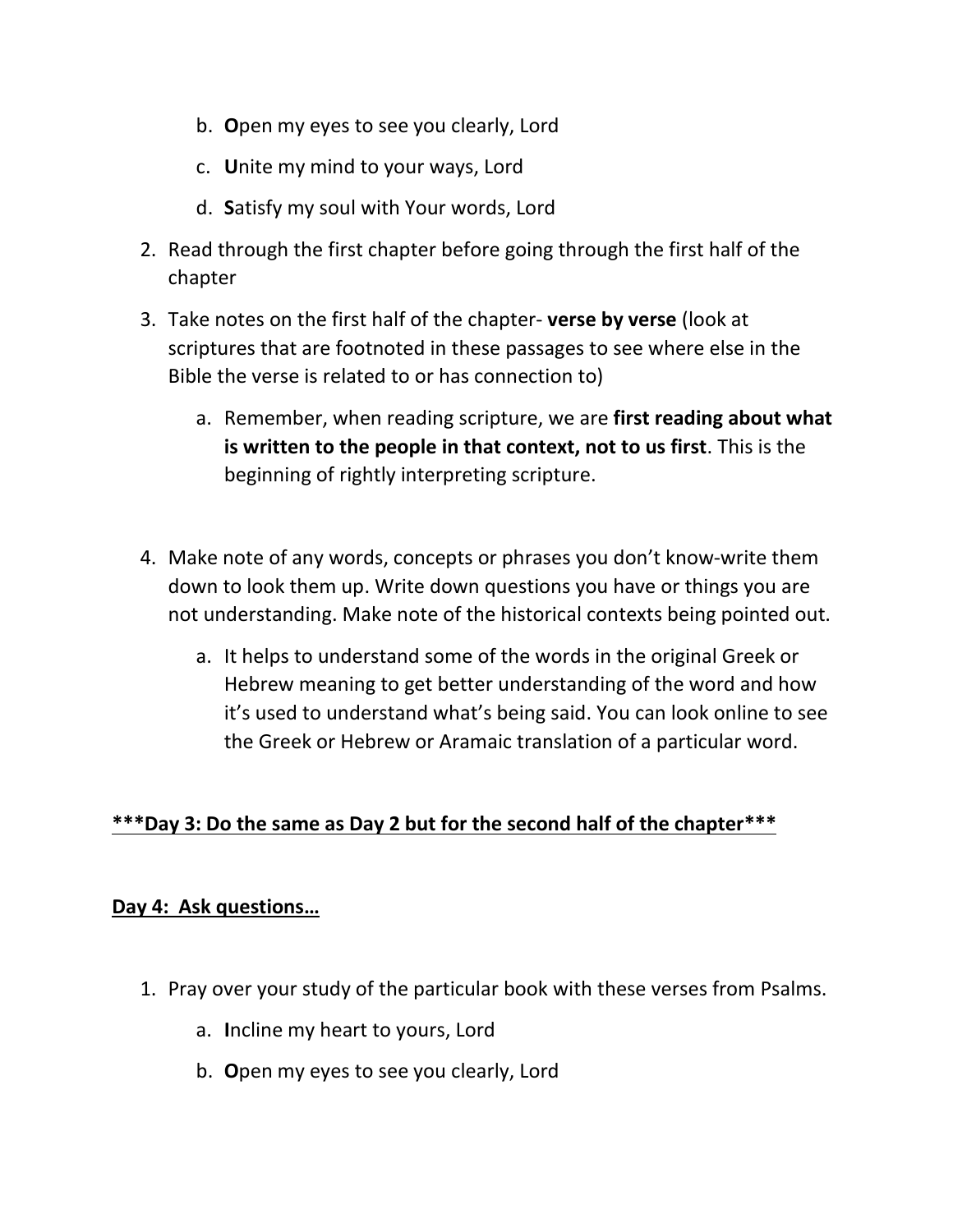b. **O**pen my eyes to see you clearly, Lord
   c. **U**nite my mind to your ways, Lord
   d. **S**atisfy my soul with Your words, Lord

2. Read through the first chapter before going through the first half of the chapter
3. Take notes on the first half of the chapter- **verse by verse** (look at scriptures that are footnoted in these passages to see where else in the Bible the verse is related to or has connection to)
   a. Remember, when reading scripture, we are **first reading about what is written to the people in that context, not to us first**. This is the beginning of rightly interpreting scripture.

4. Make note of any words, concepts or phrases you don't know-write them down to look them up. Write down questions you have or things you are not understanding. Make note of the historical contexts being pointed out.
   a. It helps to understand some of the words in the original Greek or Hebrew meaning to get better understanding of the word and how it's used to understand what's being said. You can look online to see the Greek or Hebrew or Aramaic translation of a particular word.

<u>**\*\*\*Day 3: Do the same as Day 2 but for the second half of the chapter\*\*\***</u>

<u>**Day 4: Ask questions…**</u>

1. Pray over your study of the particular book with these verses from Psalms.
   a. **I**ncline my heart to yours, Lord
   b. **O**pen my eyes to see you clearly, Lord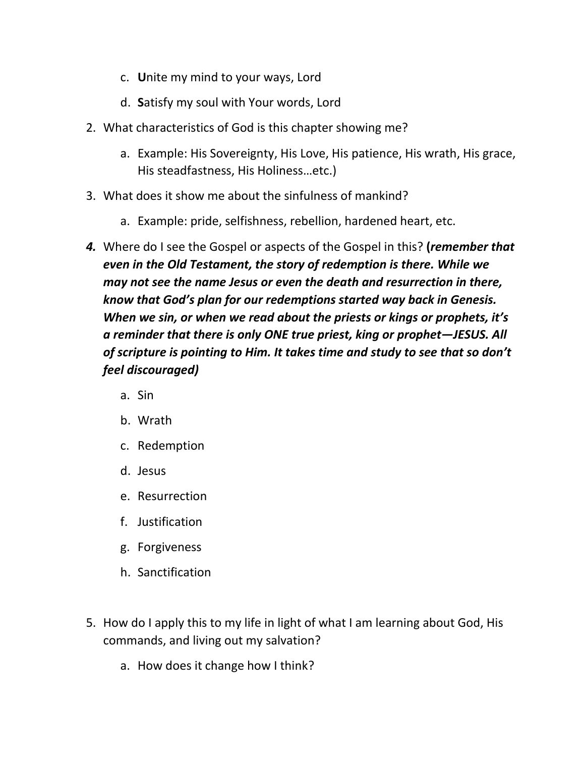c. **U**nite my mind to your ways, Lord

   d. **S**atisfy my soul with Your words, Lord

2. What characteristics of God is this chapter showing me?

   a. Example: His Sovereignty, His Love, His patience, His wrath, His grace, His steadfastness, His Holiness…etc.)

3. What does it show me about the sinfulness of mankind?

   a. Example: pride, selfishness, rebellion, hardened heart, etc.

***4.*** Where do I see the Gospel or aspects of the Gospel in this? **(*remember that even in the Old Testament, the story of redemption is there. While we may not see the name Jesus or even the death and resurrection in there, know that God's plan for our redemptions started way back in Genesis. When we sin, or when we read about the priests or kings or prophets, it's a reminder that there is only ONE true priest, king or prophet—JESUS. All of scripture is pointing to Him. It takes time and study to see that so don't feel discouraged*)**

   a. Sin

   b. Wrath

   c. Redemption

   d. Jesus

   e. Resurrection

   f. Justification

   g. Forgiveness

   h. Sanctification

5. How do I apply this to my life in light of what I am learning about God, His commands, and living out my salvation?

   a. How does it change how I think?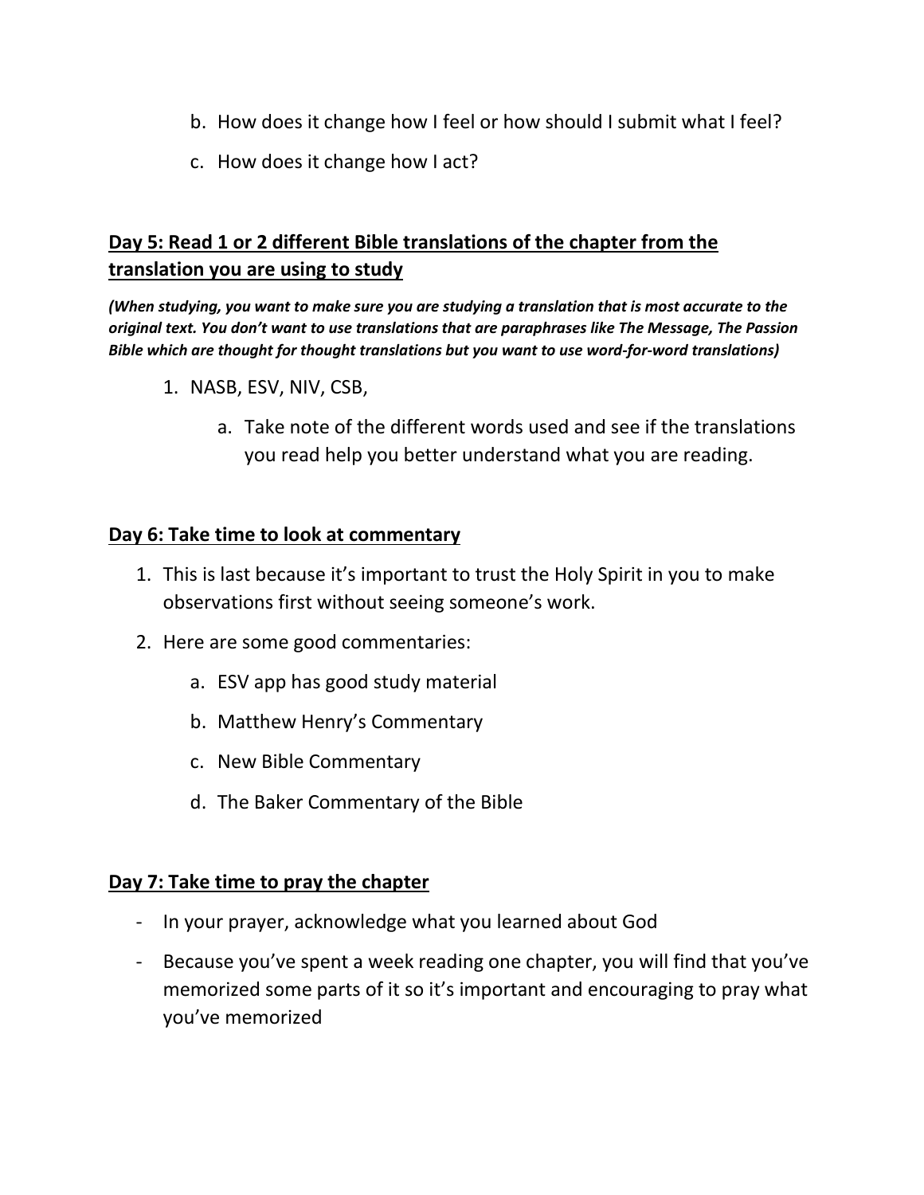b. How does it change how I feel or how should I submit what I feel?

   c. How does it change how I act?

**Day 5: Read 1 or 2 different Bible translations of the chapter from the translation you are using to study**

***(When studying, you want to make sure you are studying a translation that is most accurate to the original text. You don't want to use translations that are paraphrases like The Message, The Passion Bible which are thought for thought translations but you want to use word-for-word translations)***

1. NASB, ESV, NIV, CSB,
   a. Take note of the different words used and see if the translations you read help you better understand what you are reading.

**Day 6: Take time to look at commentary**

1. This is last because it's important to trust the Holy Spirit in you to make observations first without seeing someone's work.
2. Here are some good commentaries:
   a. ESV app has good study material
   b. Matthew Henry's Commentary
   c. New Bible Commentary
   d. The Baker Commentary of the Bible

**Day 7: Take time to pray the chapter**

- In your prayer, acknowledge what you learned about God
- Because you've spent a week reading one chapter, you will find that you've memorized some parts of it so it's important and encouraging to pray what you've memorized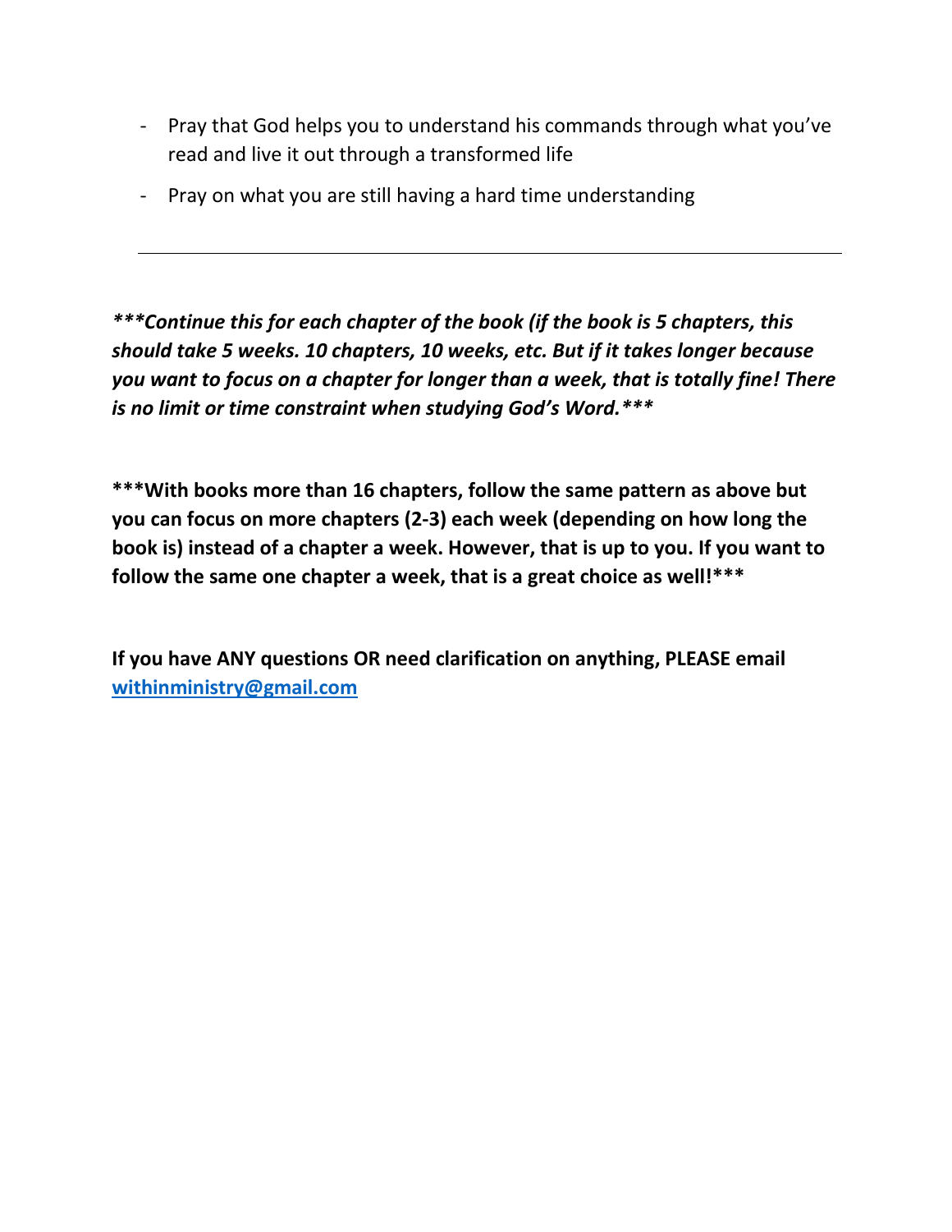- Pray that God helps you to understand his commands through what you've read and live it out through a transformed life
- Pray on what you are still having a hard time understanding

---

***\*\*\*Continue this for each chapter of the book (if the book is 5 chapters, this should take 5 weeks. 10 chapters, 10 weeks, etc. But if it takes longer because you want to focus on a chapter for longer than a week, that is totally fine! There is no limit or time constraint when studying God's Word.\*\*\****

**\*\*\*With books more than 16 chapters, follow the same pattern as above but you can focus on more chapters (2-3) each week (depending on how long the book is) instead of a chapter a week. However, that is up to you. If you want to follow the same one chapter a week, that is a great choice as well!\*\*\***

**If you have ANY questions OR need clarification on anything, PLEASE email [withinministry@gmail.com](mailto:withinministry@gmail.com)**